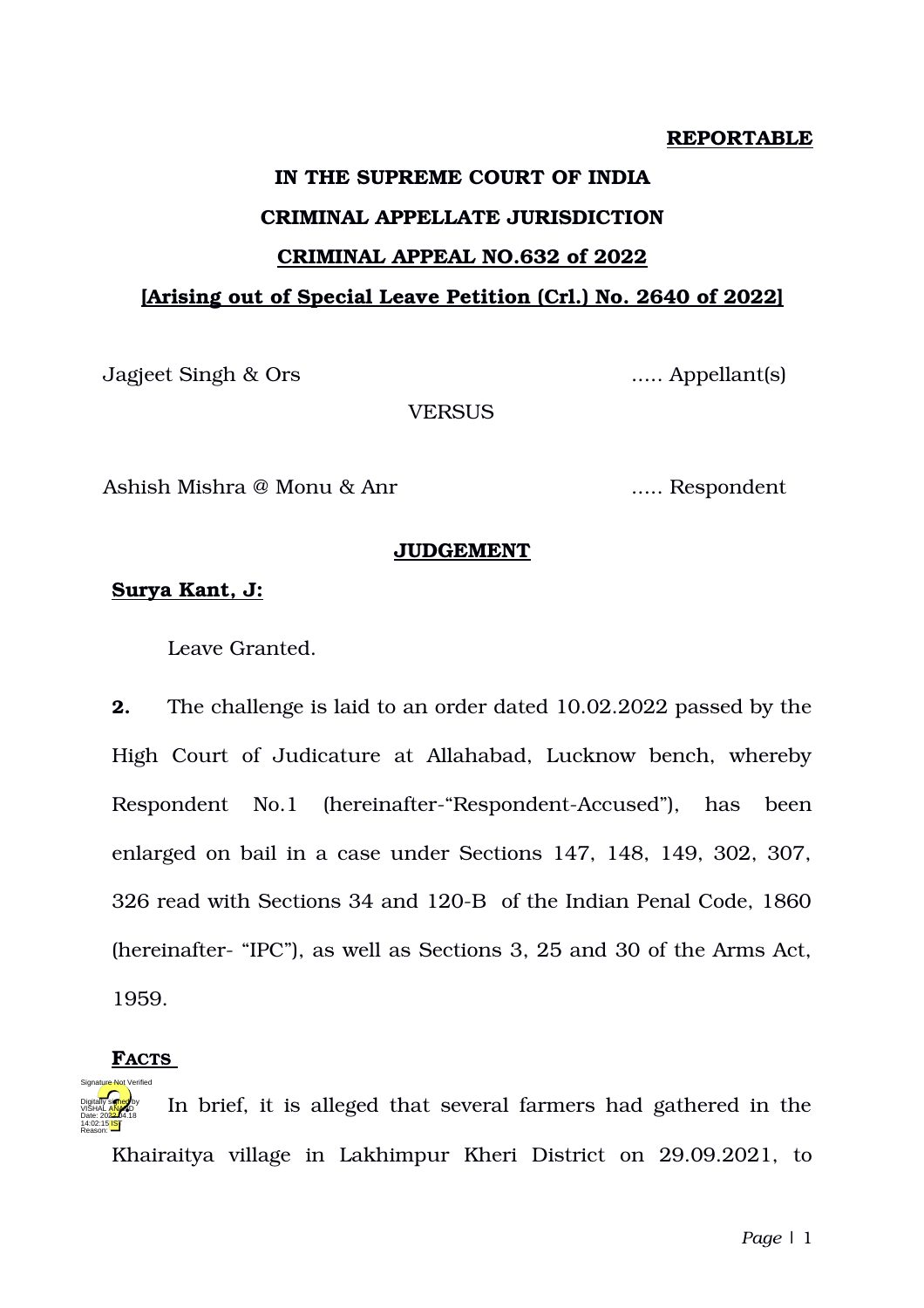**REPORTABLE**

**IN THE SUPREME COURT OF INDIA**

**CRIMINAL APPELLATE JURISDICTION**

**CRIMINAL APPEAL NO.632 of 2022**

**[Arising out of Special Leave Petition (Crl.) No. 2640 of 2022]**

Jagjeet Singh & Ors ..... Appellant(s)

VERSUS

Ashish Mishra @ Monu & Anr ..... Respondent

**JUDGEMENT**

**Surya Kant, J:**

Leave Granted.

**2.** The challenge is laid to an order dated 10.02.2022 passed by the High Court of Judicature at Allahabad, Lucknow bench, whereby Respondent No.1 (hereinafter-"Respondent-Accused"), has been enlarged on bail in a case under Sections 147, 148, 149, 302, 307, 326 read with Sections 34 and 120-B of the Indian Penal Code, 1860 (hereinafter- "IPC"), as well as Sections 3, 25 and 30 of the Arms Act, 1959.

**FACTS**

**3.** In brief, it is alleged that several farmers had gathered in the Khairaitya village in Lakhimpur Kheri District on 29.09.2021, to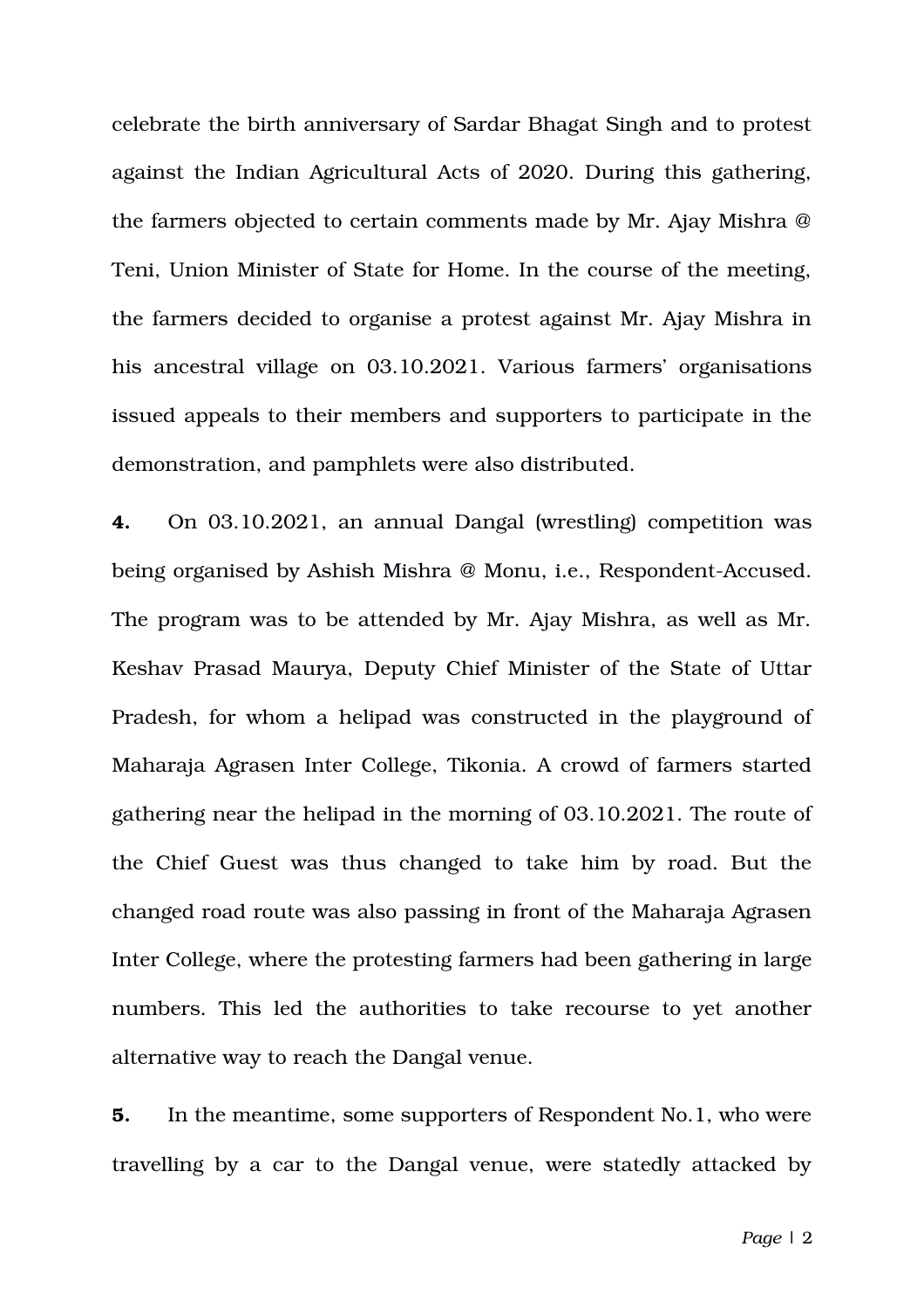celebrate the birth anniversary of Sardar Bhagat Singh and to protest against the Indian Agricultural Acts of 2020. During this gathering, the farmers objected to certain comments made by Mr. Ajay Mishra @ Teni, Union Minister of State for Home. In the course of the meeting, the farmers decided to organise a protest against Mr. Ajay Mishra in his ancestral village on 03.10.2021. Various farmers' organisations issued appeals to their members and supporters to participate in the demonstration, and pamphlets were also distributed.

**4.** On 03.10.2021, an annual Dangal (wrestling) competition was being organised by Ashish Mishra @ Monu, i.e., Respondent-Accused. The program was to be attended by Mr. Ajay Mishra, as well as Mr. Keshav Prasad Maurya, Deputy Chief Minister of the State of Uttar Pradesh, for whom a helipad was constructed in the playground of Maharaja Agrasen Inter College, Tikonia. A crowd of farmers started gathering near the helipad in the morning of 03.10.2021. The route of the Chief Guest was thus changed to take him by road. But the changed road route was also passing in front of the Maharaja Agrasen Inter College, where the protesting farmers had been gathering in large numbers. This led the authorities to take recourse to yet another alternative way to reach the Dangal venue.

**5.** In the meantime, some supporters of Respondent No.1, who were travelling by a car to the Dangal venue, were statedly attacked by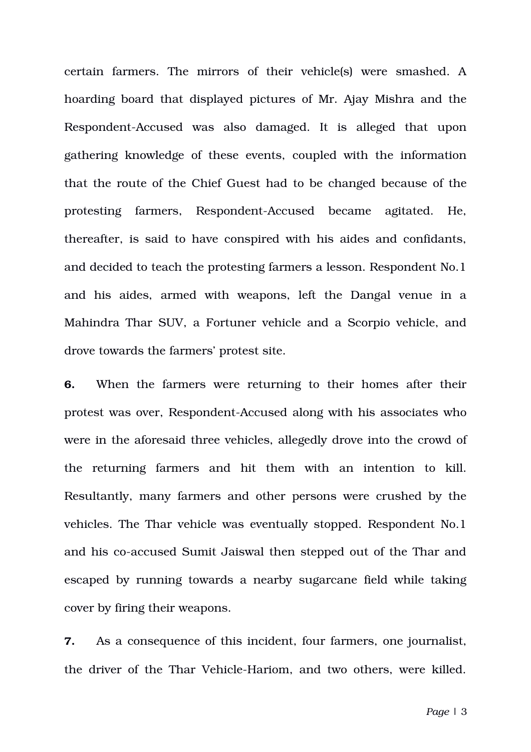certain farmers. The mirrors of their vehicle(s) were smashed. A hoarding board that displayed pictures of Mr. Ajay Mishra and the Respondent-Accused was also damaged. It is alleged that upon gathering knowledge of these events, coupled with the information that the route of the Chief Guest had to be changed because of the protesting farmers, Respondent-Accused became agitated. He, thereafter, is said to have conspired with his aides and confidants, and decided to teach the protesting farmers a lesson. Respondent No.1 and his aides, armed with weapons, left the Dangal venue in a Mahindra Thar SUV, a Fortuner vehicle and a Scorpio vehicle, and drove towards the farmers' protest site.

**6.** When the farmers were returning to their homes after their protest was over, Respondent-Accused along with his associates who were in the aforesaid three vehicles, allegedly drove into the crowd of the returning farmers and hit them with an intention to kill. Resultantly, many farmers and other persons were crushed by the vehicles. The Thar vehicle was eventually stopped. Respondent No.1 and his co-accused Sumit Jaiswal then stepped out of the Thar and escaped by running towards a nearby sugarcane field while taking cover by firing their weapons.

**7.** As a consequence of this incident, four farmers, one journalist, the driver of the Thar Vehicle-Hariom, and two others, were killed.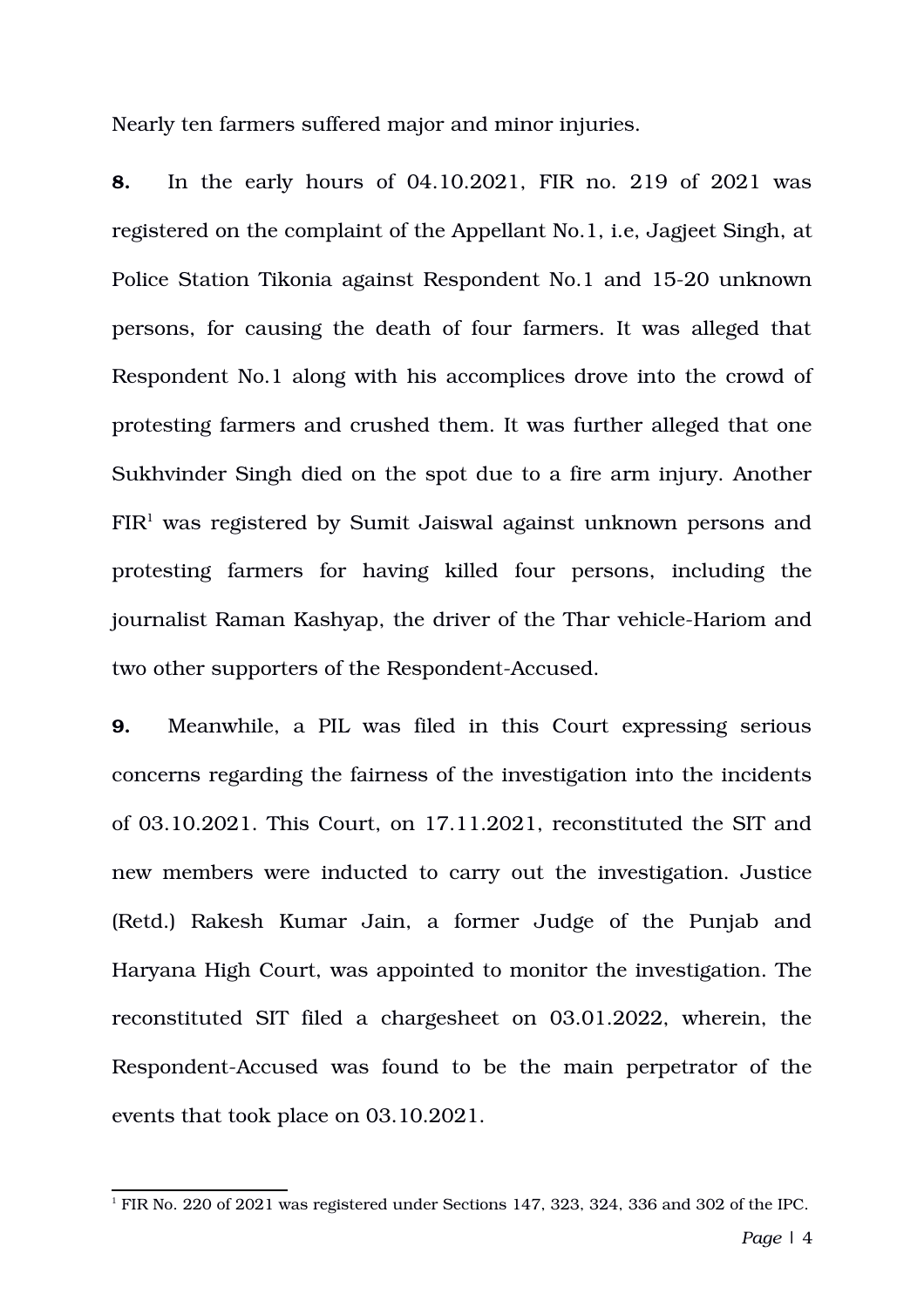Nearly ten farmers suffered major and minor injuries.

**8.** In the early hours of 04.10.2021, FIR no. 219 of 2021 was registered on the complaint of the Appellant No.1, i.e, Jagjeet Singh, at Police Station Tikonia against Respondent No.1 and 15-20 unknown persons, for causing the death of four farmers. It was alleged that Respondent No.1 along with his accomplices drove into the crowd of protesting farmers and crushed them. It was further alleged that one Sukhvinder Singh died on the spot due to a fire arm injury. Another FIR[1] was registered by Sumit Jaiswal against unknown persons and protesting farmers for having killed four persons, including the journalist Raman Kashyap, the driver of the Thar vehicle-Hariom and two other supporters of the Respondent-Accused.

**9.** Meanwhile, a PIL was filed in this Court expressing serious concerns regarding the fairness of the investigation into the incidents of 03.10.2021. This Court, on 17.11.2021, reconstituted the SIT and new members were inducted to carry out the investigation. Justice (Retd.) Rakesh Kumar Jain, a former Judge of the Punjab and Haryana High Court, was appointed to monitor the investigation. The reconstituted SIT filed a chargesheet on 03.01.2022, wherein, the Respondent-Accused was found to be the main perpetrator of the events that took place on 03.10.2021.

---

[1] FIR No. 220 of 2021 was registered under Sections 147, 323, 324, 336 and 302 of the IPC.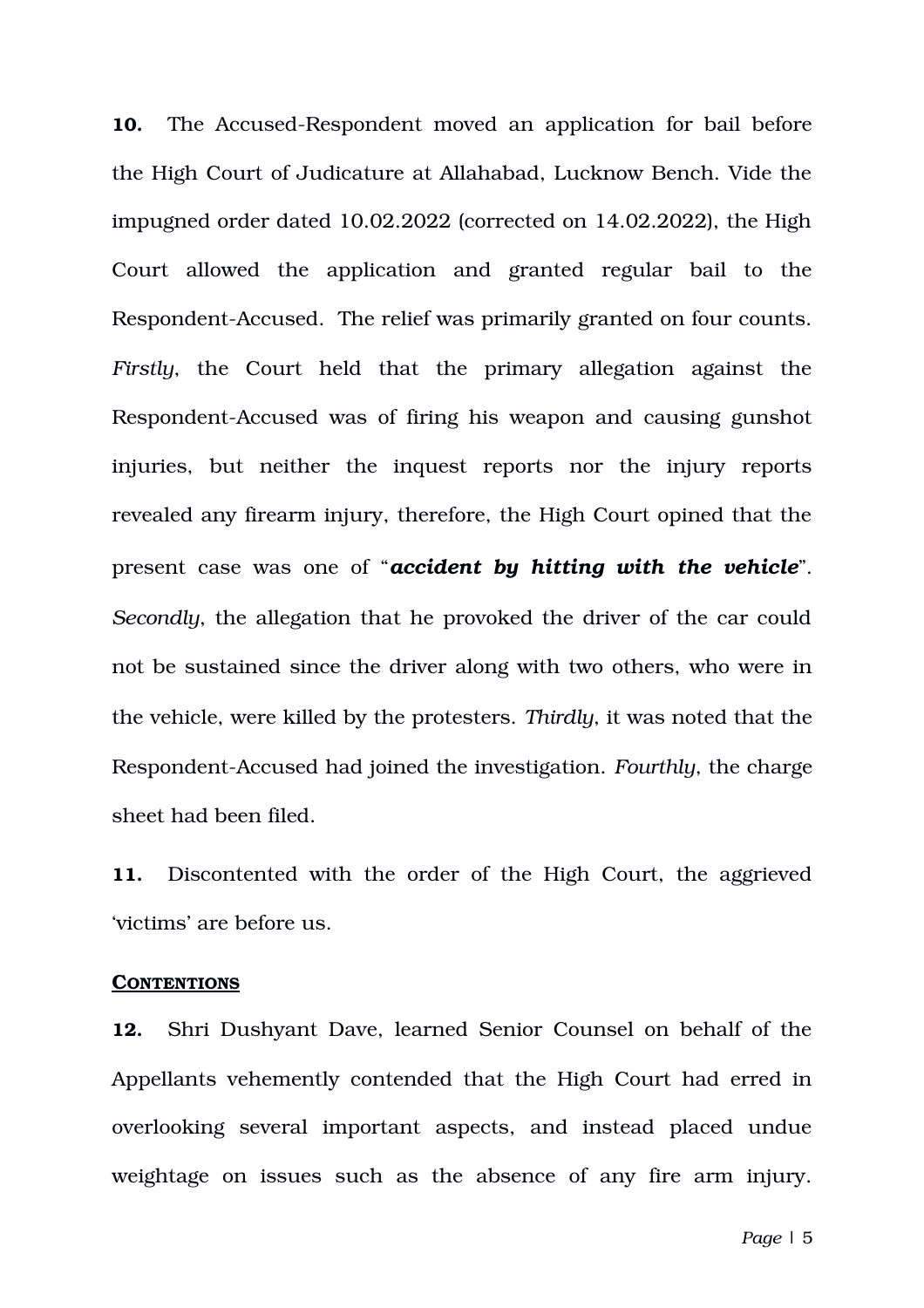**10.** The Accused-Respondent moved an application for bail before the High Court of Judicature at Allahabad, Lucknow Bench. Vide the impugned order dated 10.02.2022 (corrected on 14.02.2022), the High Court allowed the application and granted regular bail to the Respondent-Accused. The relief was primarily granted on four counts. *Firstly*, the Court held that the primary allegation against the Respondent-Accused was of firing his weapon and causing gunshot injuries, but neither the inquest reports nor the injury reports revealed any firearm injury, therefore, the High Court opined that the present case was one of "***accident by hitting with the vehicle***". *Secondly*, the allegation that he provoked the driver of the car could not be sustained since the driver along with two others, who were in the vehicle, were killed by the protesters. *Thirdly*, it was noted that the Respondent-Accused had joined the investigation. *Fourthly*, the charge sheet had been filed.

**11.** Discontented with the order of the High Court, the aggrieved 'victims' are before us.

## CONTENTIONS

**12.** Shri Dushyant Dave, learned Senior Counsel on behalf of the Appellants vehemently contended that the High Court had erred in overlooking several important aspects, and instead placed undue weightage on issues such as the absence of any fire arm injury.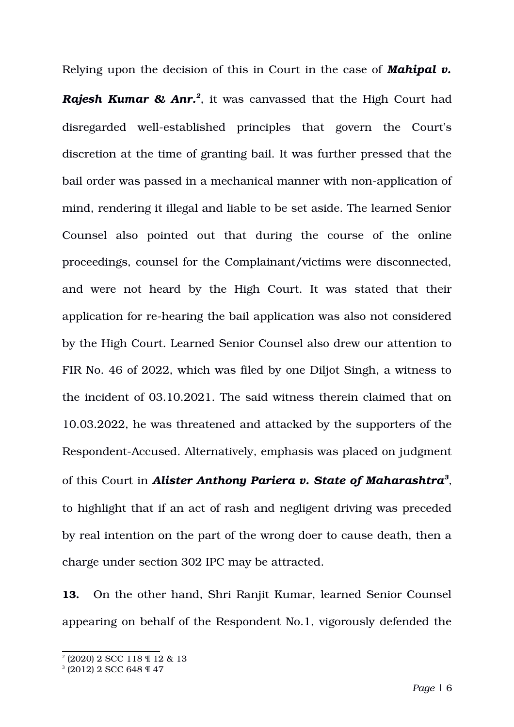Relying upon the decision of this in Court in the case of ***Mahipal v. Rajesh Kumar & Anr.***[2], it was canvassed that the High Court had disregarded well-established principles that govern the Court's discretion at the time of granting bail. It was further pressed that the bail order was passed in a mechanical manner with non-application of mind, rendering it illegal and liable to be set aside. The learned Senior Counsel also pointed out that during the course of the online proceedings, counsel for the Complainant/victims were disconnected, and were not heard by the High Court. It was stated that their application for re-hearing the bail application was also not considered by the High Court. Learned Senior Counsel also drew our attention to FIR No. 46 of 2022, which was filed by one Diljot Singh, a witness to the incident of 03.10.2021. The said witness therein claimed that on 10.03.2022, he was threatened and attacked by the supporters of the Respondent-Accused. Alternatively, emphasis was placed on judgment of this Court in ***Alister Anthony Pariera v. State of Maharashtra***[3], to highlight that if an act of rash and negligent driving was preceded by real intention on the part of the wrong doer to cause death, then a charge under section 302 IPC may be attracted.

**13.** On the other hand, Shri Ranjit Kumar, learned Senior Counsel appearing on behalf of the Respondent No.1, vigorously defended the

---

[2] (2020) 2 SCC 118 ¶ 12 & 13

[3] (2012) 2 SCC 648 ¶ 47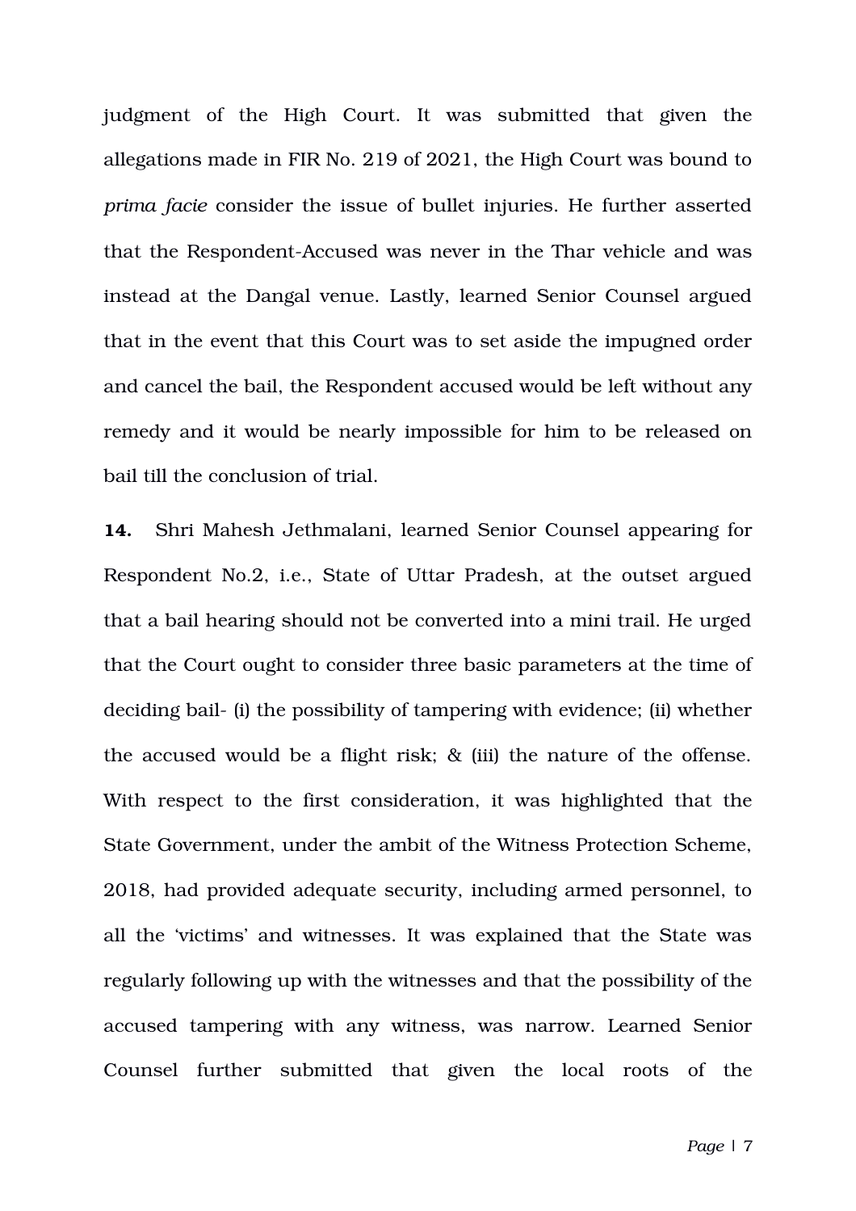judgment of the High Court. It was submitted that given the allegations made in FIR No. 219 of 2021, the High Court was bound to *prima facie* consider the issue of bullet injuries. He further asserted that the Respondent-Accused was never in the Thar vehicle and was instead at the Dangal venue. Lastly, learned Senior Counsel argued that in the event that this Court was to set aside the impugned order and cancel the bail, the Respondent accused would be left without any remedy and it would be nearly impossible for him to be released on bail till the conclusion of trial.

**14.** Shri Mahesh Jethmalani, learned Senior Counsel appearing for Respondent No.2, i.e., State of Uttar Pradesh, at the outset argued that a bail hearing should not be converted into a mini trail. He urged that the Court ought to consider three basic parameters at the time of deciding bail- (i) the possibility of tampering with evidence; (ii) whether the accused would be a flight risk; & (iii) the nature of the offense. With respect to the first consideration, it was highlighted that the State Government, under the ambit of the Witness Protection Scheme, 2018, had provided adequate security, including armed personnel, to all the 'victims' and witnesses. It was explained that the State was regularly following up with the witnesses and that the possibility of the accused tampering with any witness, was narrow. Learned Senior Counsel further submitted that given the local roots of the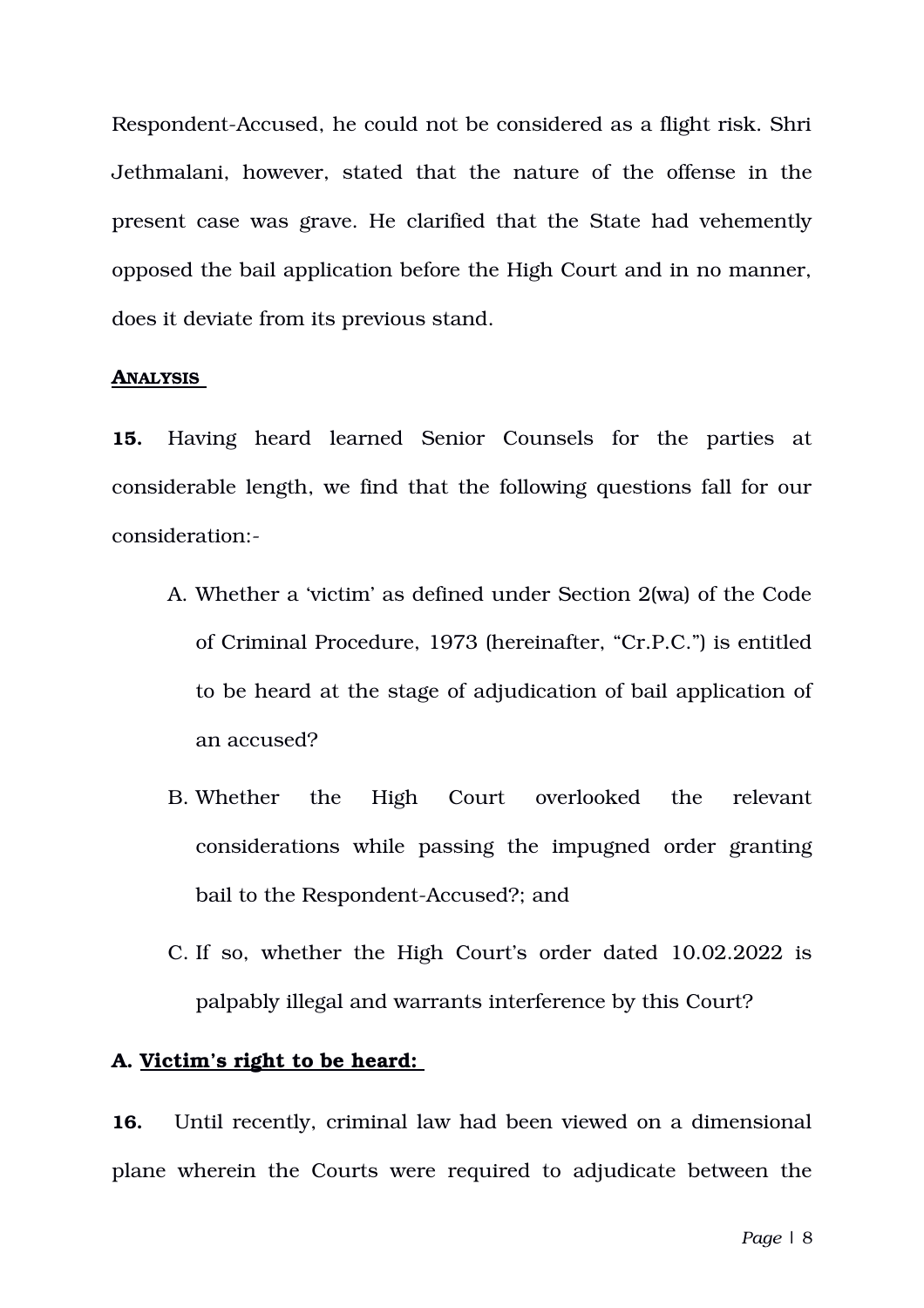Respondent-Accused, he could not be considered as a flight risk. Shri Jethmalani, however, stated that the nature of the offense in the present case was grave. He clarified that the State had vehemently opposed the bail application before the High Court and in no manner, does it deviate from its previous stand.

**ANALYSIS**

**15.** Having heard learned Senior Counsels for the parties at considerable length, we find that the following questions fall for our consideration:-

A. Whether a 'victim' as defined under Section 2(wa) of the Code of Criminal Procedure, 1973 (hereinafter, "Cr.P.C.") is entitled to be heard at the stage of adjudication of bail application of an accused?

B. Whether the High Court overlooked the relevant considerations while passing the impugned order granting bail to the Respondent-Accused?; and

C. If so, whether the High Court's order dated 10.02.2022 is palpably illegal and warrants interference by this Court?

**A. Victim's right to be heard:**

**16.** Until recently, criminal law had been viewed on a dimensional plane wherein the Courts were required to adjudicate between the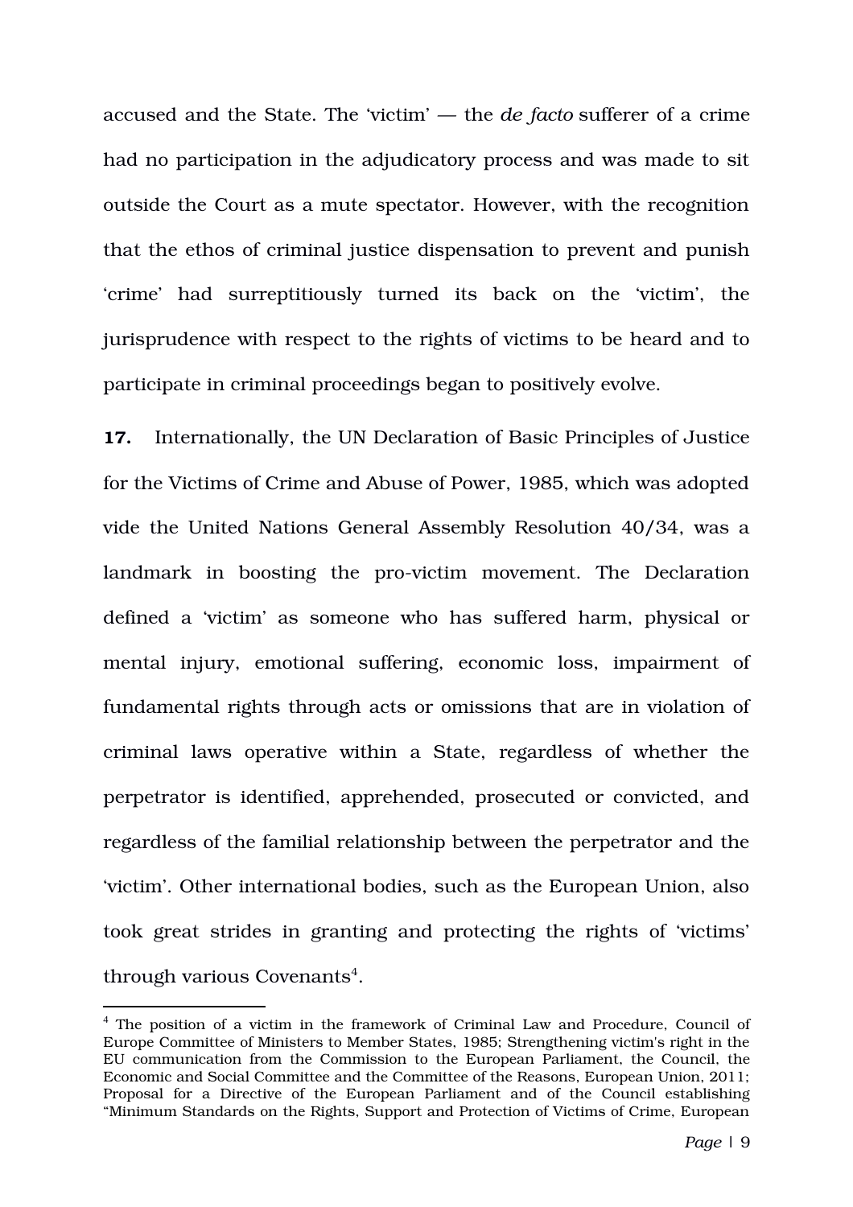accused and the State. The 'victim' — the *de facto* sufferer of a crime had no participation in the adjudicatory process and was made to sit outside the Court as a mute spectator. However, with the recognition that the ethos of criminal justice dispensation to prevent and punish 'crime' had surreptitiously turned its back on the 'victim', the jurisprudence with respect to the rights of victims to be heard and to participate in criminal proceedings began to positively evolve.

**17.** Internationally, the UN Declaration of Basic Principles of Justice for the Victims of Crime and Abuse of Power, 1985, which was adopted vide the United Nations General Assembly Resolution 40/34, was a landmark in boosting the pro-victim movement. The Declaration defined a 'victim' as someone who has suffered harm, physical or mental injury, emotional suffering, economic loss, impairment of fundamental rights through acts or omissions that are in violation of criminal laws operative within a State, regardless of whether the perpetrator is identified, apprehended, prosecuted or convicted, and regardless of the familial relationship between the perpetrator and the 'victim'. Other international bodies, such as the European Union, also took great strides in granting and protecting the rights of 'victims' through various Covenants[4].

---

[4] The position of a victim in the framework of Criminal Law and Procedure, Council of Europe Committee of Ministers to Member States, 1985; Strengthening victim's right in the EU communication from the Commission to the European Parliament, the Council, the Economic and Social Committee and the Committee of the Reasons, European Union, 2011; Proposal for a Directive of the European Parliament and of the Council establishing "Minimum Standards on the Rights, Support and Protection of Victims of Crime, European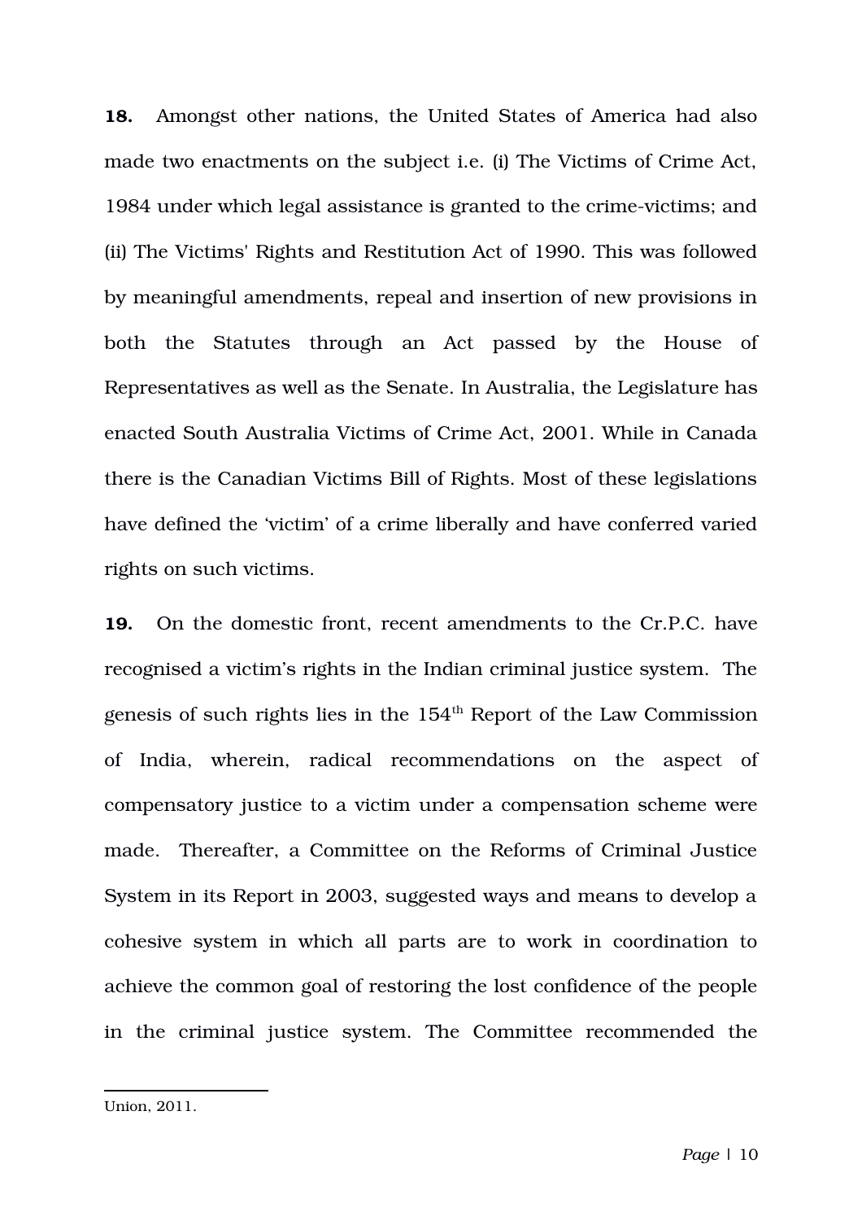**18.** Amongst other nations, the United States of America had also made two enactments on the subject i.e. (i) The Victims of Crime Act, 1984 under which legal assistance is granted to the crime-victims; and (ii) The Victims' Rights and Restitution Act of 1990. This was followed by meaningful amendments, repeal and insertion of new provisions in both the Statutes through an Act passed by the House of Representatives as well as the Senate. In Australia, the Legislature has enacted South Australia Victims of Crime Act, 2001. While in Canada there is the Canadian Victims Bill of Rights. Most of these legislations have defined the 'victim' of a crime liberally and have conferred varied rights on such victims.

**19.** On the domestic front, recent amendments to the Cr.P.C. have recognised a victim's rights in the Indian criminal justice system. The genesis of such rights lies in the 154th Report of the Law Commission of India, wherein, radical recommendations on the aspect of compensatory justice to a victim under a compensation scheme were made. Thereafter, a Committee on the Reforms of Criminal Justice System in its Report in 2003, suggested ways and means to develop a cohesive system in which all parts are to work in coordination to achieve the common goal of restoring the lost confidence of the people in the criminal justice system. The Committee recommended the

---

Union, 2011.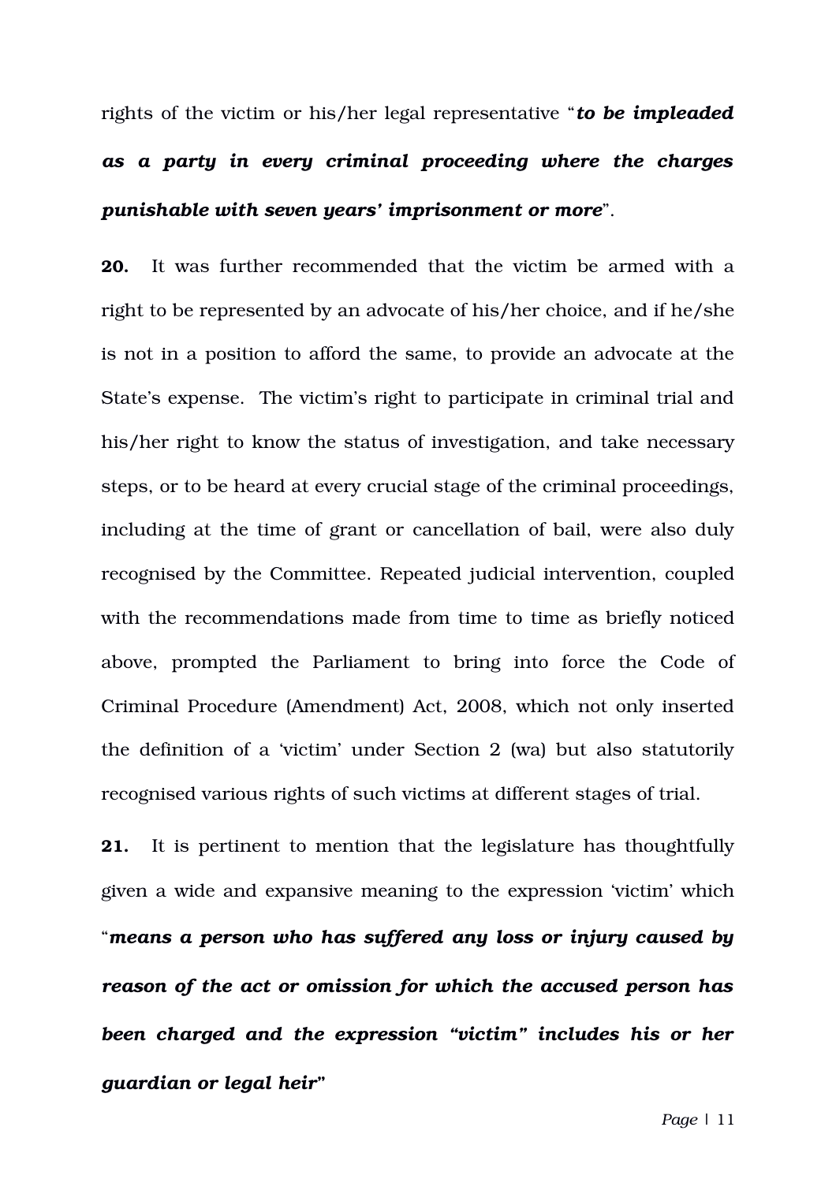rights of the victim or his/her legal representative "***to be impleaded as a party in every criminal proceeding where the charges punishable with seven years' imprisonment or more***".

**20.** It was further recommended that the victim be armed with a right to be represented by an advocate of his/her choice, and if he/she is not in a position to afford the same, to provide an advocate at the State's expense. The victim's right to participate in criminal trial and his/her right to know the status of investigation, and take necessary steps, or to be heard at every crucial stage of the criminal proceedings, including at the time of grant or cancellation of bail, were also duly recognised by the Committee. Repeated judicial intervention, coupled with the recommendations made from time to time as briefly noticed above, prompted the Parliament to bring into force the Code of Criminal Procedure (Amendment) Act, 2008, which not only inserted the definition of a 'victim' under Section 2 (wa) but also statutorily recognised various rights of such victims at different stages of trial.

**21.** It is pertinent to mention that the legislature has thoughtfully given a wide and expansive meaning to the expression 'victim' which "***means a person who has suffered any loss or injury caused by reason of the act or omission for which the accused person has been charged and the expression "victim" includes his or her guardian or legal heir***"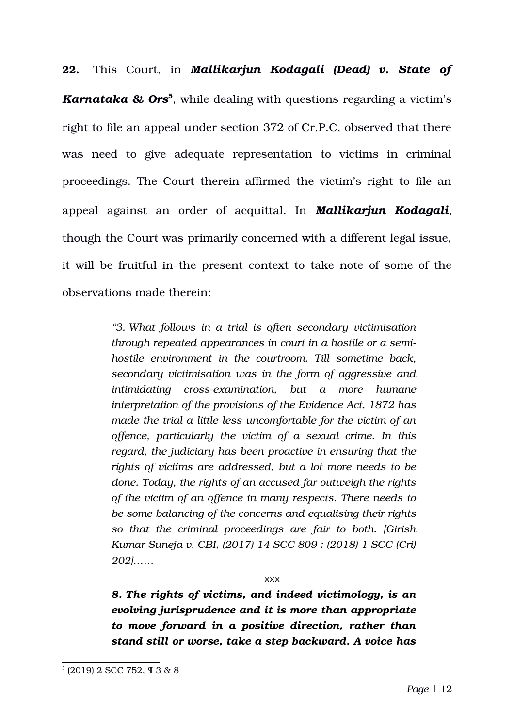**22.** This Court, in ***Mallikarjun Kodagali (Dead) v. State of Karnataka & Ors***[5], while dealing with questions regarding a victim's right to file an appeal under section 372 of Cr.P.C, observed that there was need to give adequate representation to victims in criminal proceedings. The Court therein affirmed the victim's right to file an appeal against an order of acquittal. In ***Mallikarjun Kodagali***, though the Court was primarily concerned with a different legal issue, it will be fruitful in the present context to take note of some of the observations made therein:

> *"3. What follows in a trial is often secondary victimisation through repeated appearances in court in a hostile or a semi-hostile environment in the courtroom. Till sometime back, secondary victimisation was in the form of aggressive and intimidating cross-examination, but a more humane interpretation of the provisions of the Evidence Act, 1872 has made the trial a little less uncomfortable for the victim of an offence, particularly the victim of a sexual crime. In this regard, the judiciary has been proactive in ensuring that the rights of victims are addressed, but a lot more needs to be done. Today, the rights of an accused far outweigh the rights of the victim of an offence in many respects. There needs to be some balancing of the concerns and equalising their rights so that the criminal proceedings are fair to both. [Girish Kumar Suneja v. CBI, (2017) 14 SCC 809 : (2018) 1 SCC (Cri) 202]……*
>
> xxx
>
> ***8. The rights of victims, and indeed victimology, is an evolving jurisprudence and it is more than appropriate to move forward in a positive direction, rather than stand still or worse, take a step backward. A voice has***

[5] (2019) 2 SCC 752, ¶ 3 & 8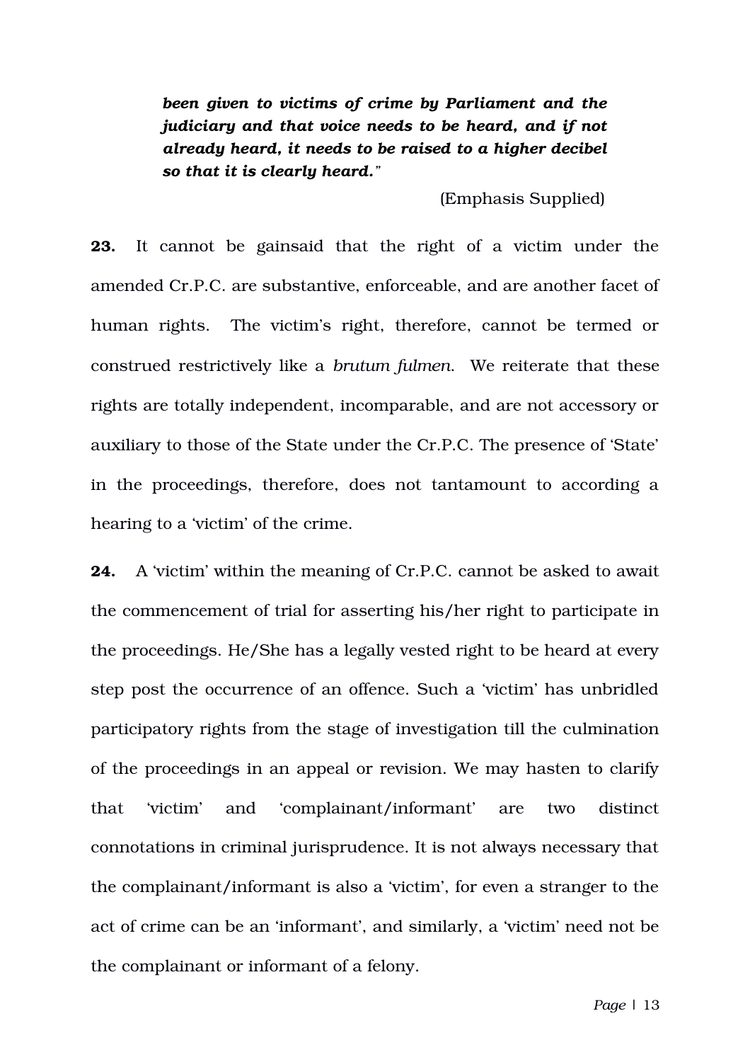***been given to victims of crime by Parliament and the judiciary and that voice needs to be heard, and if not already heard, it needs to be raised to a higher decibel so that it is clearly heard."***

(Emphasis Supplied)

**23.** It cannot be gainsaid that the right of a victim under the amended Cr.P.C. are substantive, enforceable, and are another facet of human rights. The victim's right, therefore, cannot be termed or construed restrictively like a *brutum fulmen*. We reiterate that these rights are totally independent, incomparable, and are not accessory or auxiliary to those of the State under the Cr.P.C. The presence of 'State' in the proceedings, therefore, does not tantamount to according a hearing to a 'victim' of the crime.

**24.** A 'victim' within the meaning of Cr.P.C. cannot be asked to await the commencement of trial for asserting his/her right to participate in the proceedings. He/She has a legally vested right to be heard at every step post the occurrence of an offence. Such a 'victim' has unbridled participatory rights from the stage of investigation till the culmination of the proceedings in an appeal or revision. We may hasten to clarify that 'victim' and 'complainant/informant' are two distinct connotations in criminal jurisprudence. It is not always necessary that the complainant/informant is also a 'victim', for even a stranger to the act of crime can be an 'informant', and similarly, a 'victim' need not be the complainant or informant of a felony.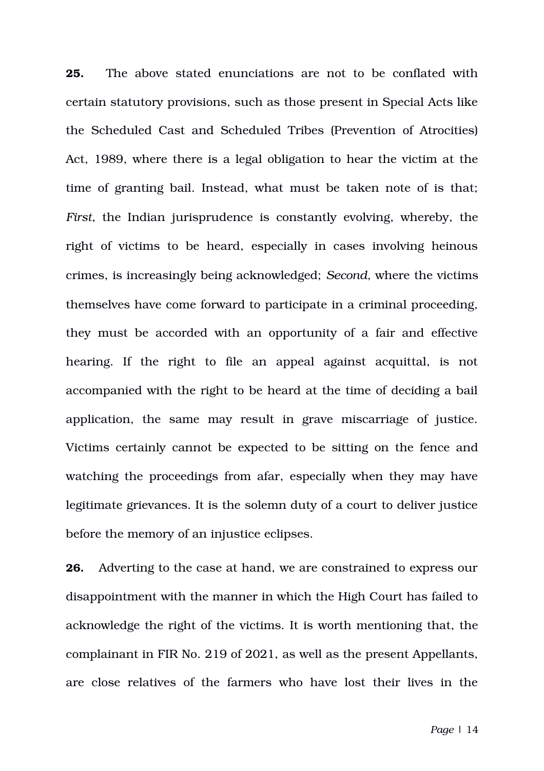**25.** The above stated enunciations are not to be conflated with certain statutory provisions, such as those present in Special Acts like the Scheduled Cast and Scheduled Tribes (Prevention of Atrocities) Act, 1989, where there is a legal obligation to hear the victim at the time of granting bail. Instead, what must be taken note of is that; *First*, the Indian jurisprudence is constantly evolving, whereby, the right of victims to be heard, especially in cases involving heinous crimes, is increasingly being acknowledged; *Second*, where the victims themselves have come forward to participate in a criminal proceeding, they must be accorded with an opportunity of a fair and effective hearing. If the right to file an appeal against acquittal, is not accompanied with the right to be heard at the time of deciding a bail application, the same may result in grave miscarriage of justice. Victims certainly cannot be expected to be sitting on the fence and watching the proceedings from afar, especially when they may have legitimate grievances. It is the solemn duty of a court to deliver justice before the memory of an injustice eclipses.

**26.** Adverting to the case at hand, we are constrained to express our disappointment with the manner in which the High Court has failed to acknowledge the right of the victims. It is worth mentioning that, the complainant in FIR No. 219 of 2021, as well as the present Appellants, are close relatives of the farmers who have lost their lives in the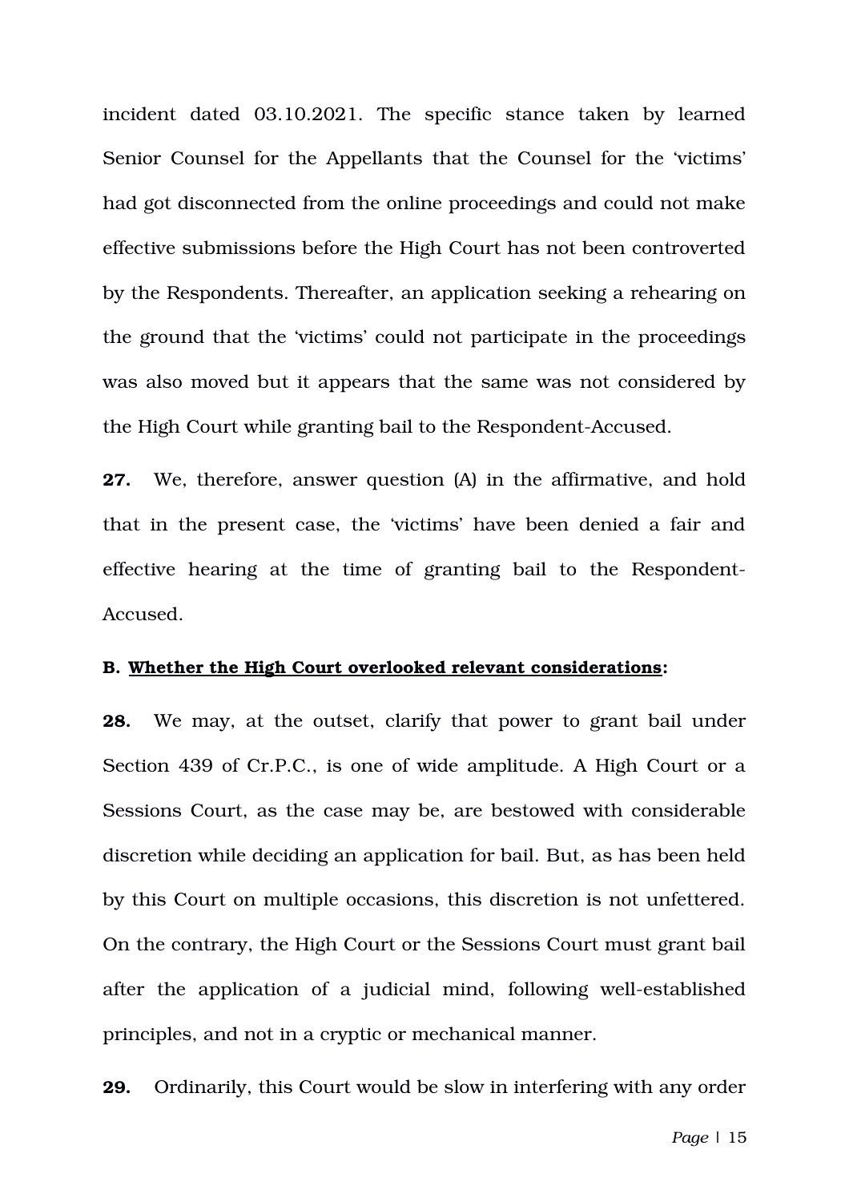incident dated 03.10.2021. The specific stance taken by learned Senior Counsel for the Appellants that the Counsel for the 'victims' had got disconnected from the online proceedings and could not make effective submissions before the High Court has not been controverted by the Respondents. Thereafter, an application seeking a rehearing on the ground that the 'victims' could not participate in the proceedings was also moved but it appears that the same was not considered by the High Court while granting bail to the Respondent-Accused.

**27.** We, therefore, answer question (A) in the affirmative, and hold that in the present case, the 'victims' have been denied a fair and effective hearing at the time of granting bail to the Respondent-Accused.

**B. <u>Whether the High Court overlooked relevant considerations</u>:**

**28.** We may, at the outset, clarify that power to grant bail under Section 439 of Cr.P.C., is one of wide amplitude. A High Court or a Sessions Court, as the case may be, are bestowed with considerable discretion while deciding an application for bail. But, as has been held by this Court on multiple occasions, this discretion is not unfettered. On the contrary, the High Court or the Sessions Court must grant bail after the application of a judicial mind, following well-established principles, and not in a cryptic or mechanical manner.

**29.** Ordinarily, this Court would be slow in interfering with any order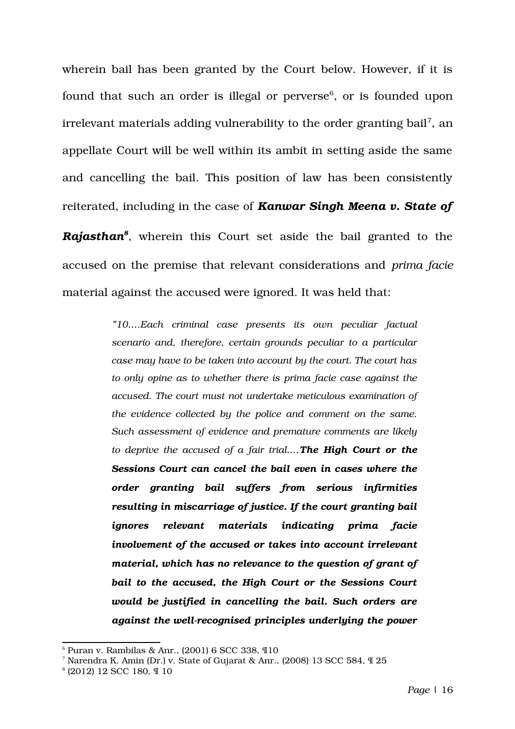wherein bail has been granted by the Court below. However, if it is found that such an order is illegal or perverse[6], or is founded upon irrelevant materials adding vulnerability to the order granting bail[7], an appellate Court will be well within its ambit in setting aside the same and cancelling the bail. This position of law has been consistently reiterated, including in the case of ***Kanwar Singh Meena v. State of Rajasthan***[8], wherein this Court set aside the bail granted to the accused on the premise that relevant considerations and *prima facie* material against the accused were ignored. It was held that:

> *"10.…Each criminal case presents its own peculiar factual scenario and, therefore, certain grounds peculiar to a particular case may have to be taken into account by the court. The court has to only opine as to whether there is prima facie case against the accused. The court must not undertake meticulous examination of the evidence collected by the police and comment on the same. Such assessment of evidence and premature comments are likely to deprive the accused of a fair trial.…* ***The High Court or the Sessions Court can cancel the bail even in cases where the order granting bail suffers from serious infirmities resulting in miscarriage of justice. If the court granting bail ignores relevant materials indicating prima facie involvement of the accused or takes into account irrelevant material, which has no relevance to the question of grant of bail to the accused, the High Court or the Sessions Court would be justified in cancelling the bail. Such orders are against the well-recognised principles underlying the power***

---

[6] Puran v. Rambilas & Anr., (2001) 6 SCC 338, ¶10

[7] Narendra K. Amin (Dr.) v. State of Gujarat & Anr., (2008) 13 SCC 584, ¶ 25

[8] (2012) 12 SCC 180, ¶ 10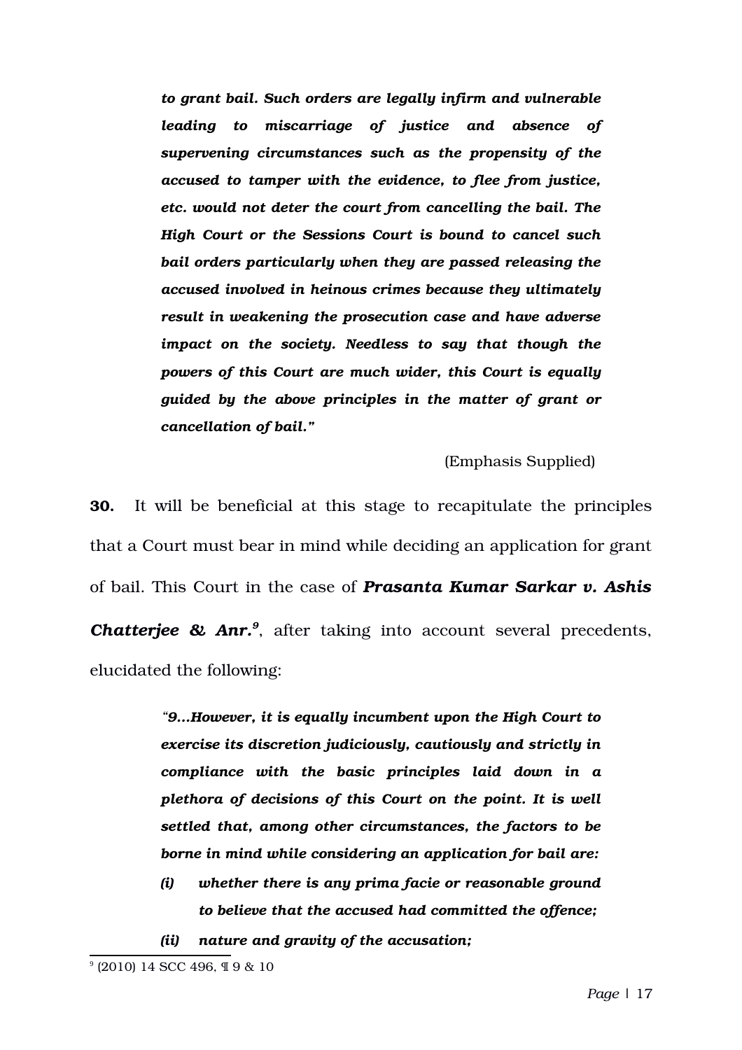*to grant bail. Such orders are legally infirm and vulnerable leading to miscarriage of justice and absence of supervening circumstances such as the propensity of the accused to tamper with the evidence, to flee from justice, etc. would not deter the court from cancelling the bail. The High Court or the Sessions Court is bound to cancel such bail orders particularly when they are passed releasing the accused involved in heinous crimes because they ultimately result in weakening the prosecution case and have adverse impact on the society. Needless to say that though the powers of this Court are much wider, this Court is equally guided by the above principles in the matter of grant or cancellation of bail."*

(Emphasis Supplied)

**30.** It will be beneficial at this stage to recapitulate the principles that a Court must bear in mind while deciding an application for grant of bail. This Court in the case of ***Prasanta Kumar Sarkar v. Ashis Chatterjee & Anr.***[9], after taking into account several precedents, elucidated the following:

> *"9...However, it is equally incumbent upon the High Court to exercise its discretion judiciously, cautiously and strictly in compliance with the basic principles laid down in a plethora of decisions of this Court on the point. It is well settled that, among other circumstances, the factors to be borne in mind while considering an application for bail are:*
>
> *(i) whether there is any prima facie or reasonable ground to believe that the accused had committed the offence;*
>
> *(ii) nature and gravity of the accusation;*

[9] (2010) 14 SCC 496, ¶ 9 & 10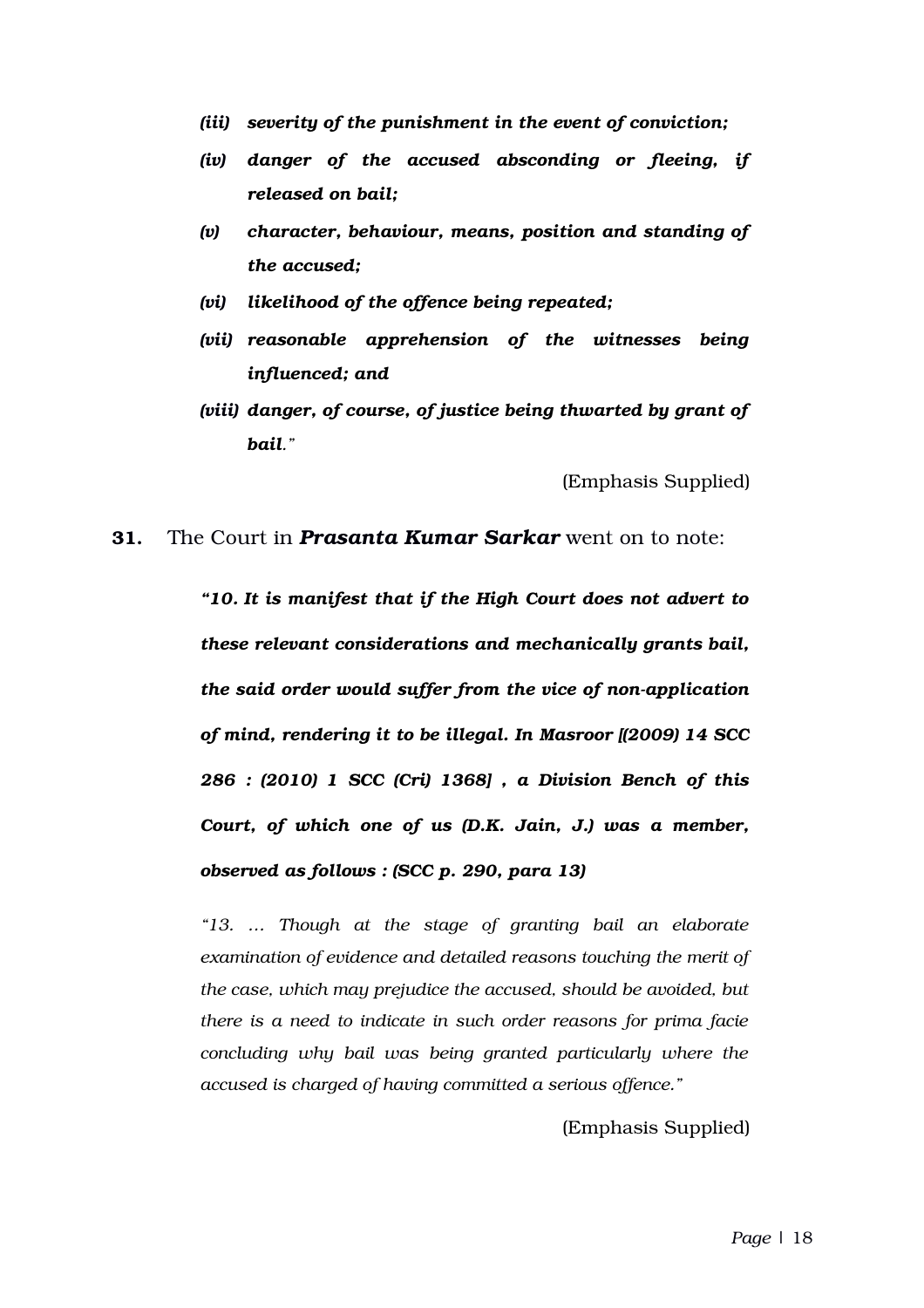> ***(iii) severity of the punishment in the event of conviction;***
>
> ***(iv) danger of the accused absconding or fleeing, if released on bail;***
>
> ***(v) character, behaviour, means, position and standing of the accused;***
>
> ***(vi) likelihood of the offence being repeated;***
>
> ***(vii) reasonable apprehension of the witnesses being influenced; and***
>
> ***(viii) danger, of course, of justice being thwarted by grant of bail."***

(Emphasis Supplied)

**31.** The Court in ***Prasanta Kumar Sarkar*** went on to note:

> ***"10. It is manifest that if the High Court does not advert to these relevant considerations and mechanically grants bail, the said order would suffer from the vice of non-application of mind, rendering it to be illegal. In Masroor [(2009) 14 SCC 286 : (2010) 1 SCC (Cri) 1368] , a Division Bench of this Court, of which one of us (D.K. Jain, J.) was a member, observed as follows : (SCC p. 290, para 13)***
>
> *"13. … Though at the stage of granting bail an elaborate examination of evidence and detailed reasons touching the merit of the case, which may prejudice the accused, should be avoided, but there is a need to indicate in such order reasons for prima facie concluding why bail was being granted particularly where the accused is charged of having committed a serious offence."*

(Emphasis Supplied)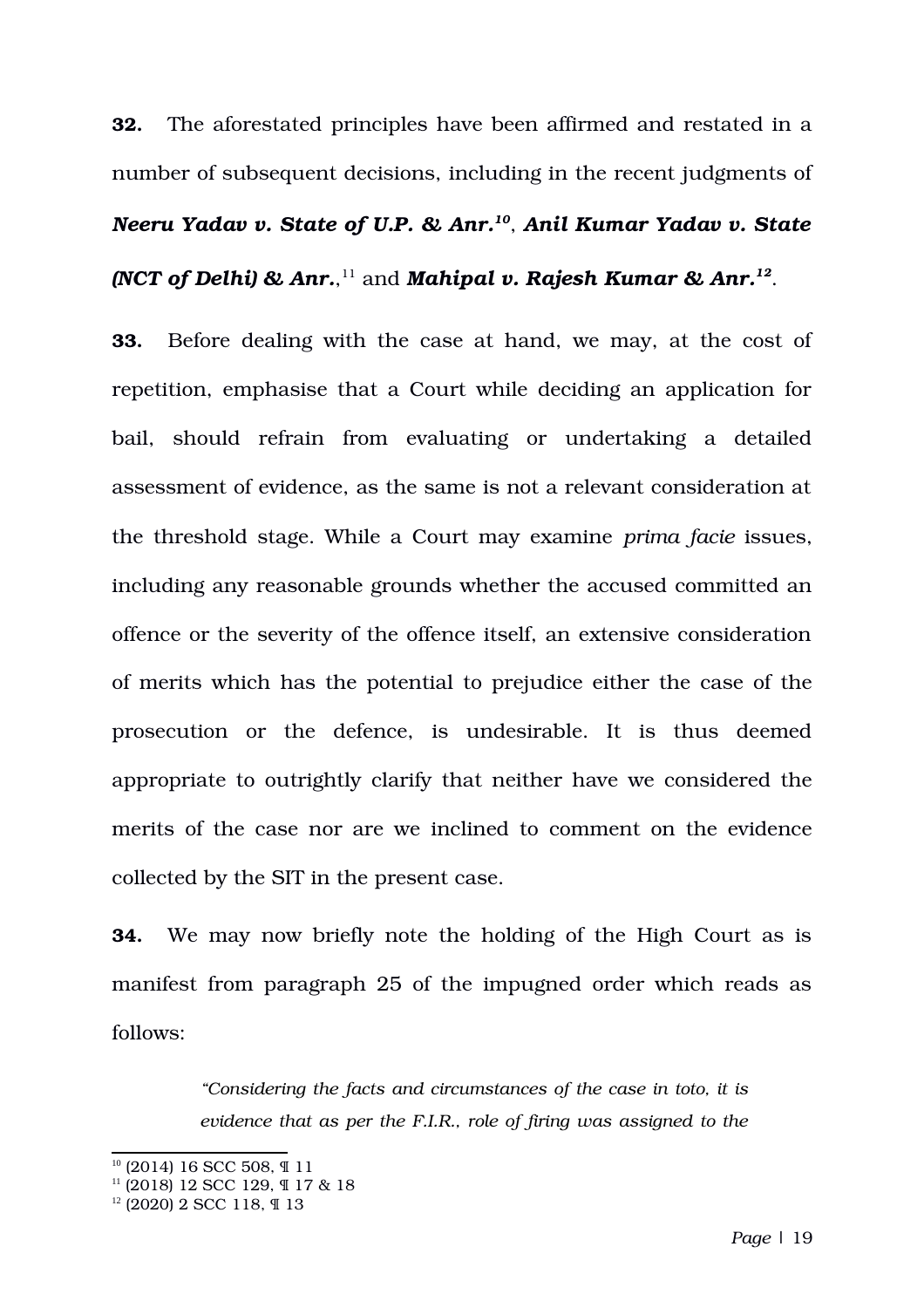**32.** The aforestated principles have been affirmed and restated in a number of subsequent decisions, including in the recent judgments of ***Neeru Yadav v. State of U.P. & Anr.***[10], ***Anil Kumar Yadav v. State (NCT of Delhi) & Anr.***,[11] and ***Mahipal v. Rajesh Kumar & Anr.***[12].

**33.** Before dealing with the case at hand, we may, at the cost of repetition, emphasise that a Court while deciding an application for bail, should refrain from evaluating or undertaking a detailed assessment of evidence, as the same is not a relevant consideration at the threshold stage. While a Court may examine *prima facie* issues, including any reasonable grounds whether the accused committed an offence or the severity of the offence itself, an extensive consideration of merits which has the potential to prejudice either the case of the prosecution or the defence, is undesirable. It is thus deemed appropriate to outrightly clarify that neither have we considered the merits of the case nor are we inclined to comment on the evidence collected by the SIT in the present case.

**34.** We may now briefly note the holding of the High Court as is manifest from paragraph 25 of the impugned order which reads as follows:

> *"Considering the facts and circumstances of the case in toto, it is evidence that as per the F.I.R., role of firing was assigned to the*

---

[10] (2014) 16 SCC 508, ¶ 11

[11] (2018) 12 SCC 129, ¶ 17 & 18

[12] (2020) 2 SCC 118, ¶ 13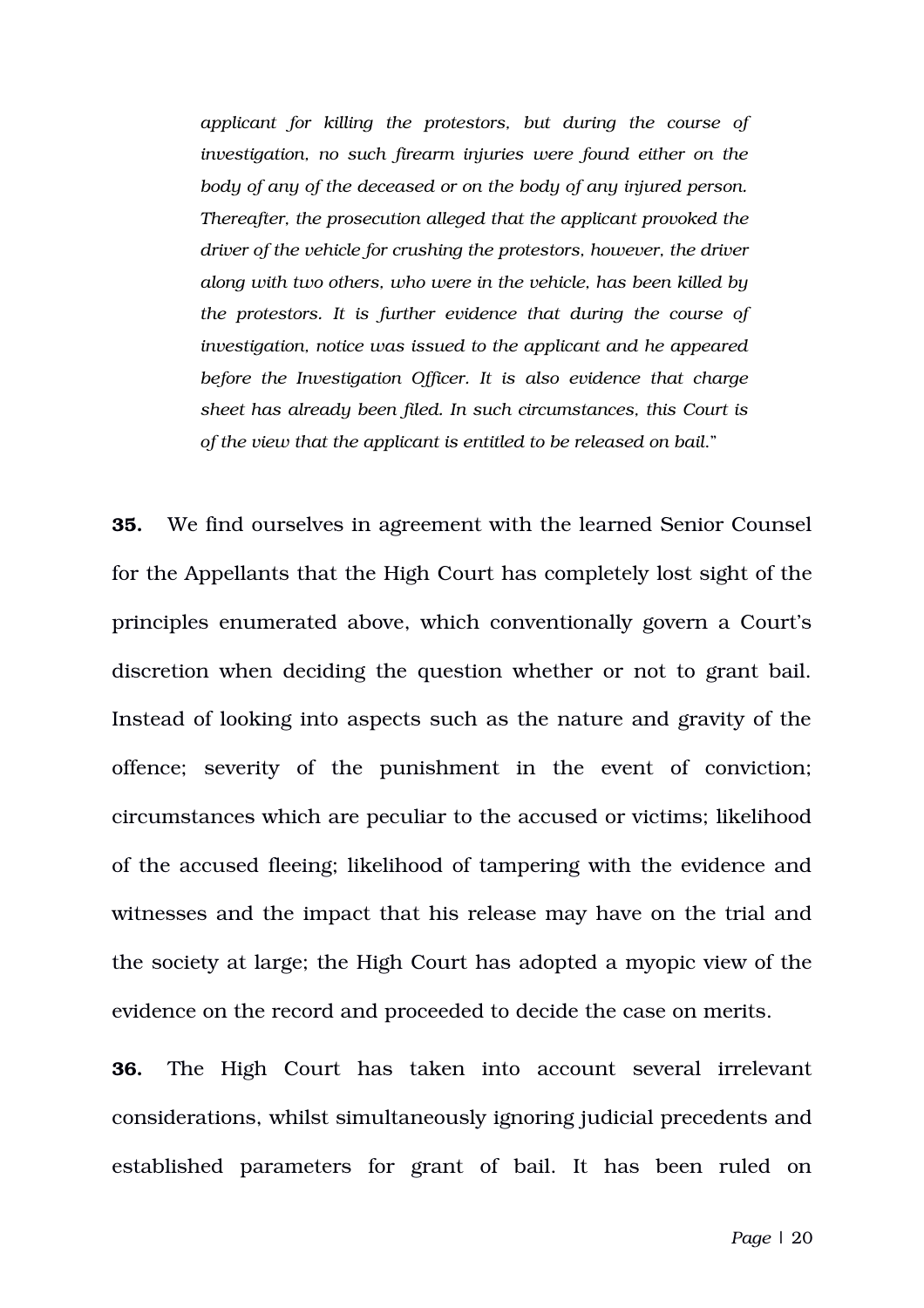> *applicant for killing the protestors, but during the course of investigation, no such firearm injuries were found either on the body of any of the deceased or on the body of any injured person. Thereafter, the prosecution alleged that the applicant provoked the driver of the vehicle for crushing the protestors, however, the driver along with two others, who were in the vehicle, has been killed by the protestors. It is further evidence that during the course of investigation, notice was issued to the applicant and he appeared before the Investigation Officer. It is also evidence that charge sheet has already been filed. In such circumstances, this Court is of the view that the applicant is entitled to be released on bail."*

**35.** We find ourselves in agreement with the learned Senior Counsel for the Appellants that the High Court has completely lost sight of the principles enumerated above, which conventionally govern a Court's discretion when deciding the question whether or not to grant bail. Instead of looking into aspects such as the nature and gravity of the offence; severity of the punishment in the event of conviction; circumstances which are peculiar to the accused or victims; likelihood of the accused fleeing; likelihood of tampering with the evidence and witnesses and the impact that his release may have on the trial and the society at large; the High Court has adopted a myopic view of the evidence on the record and proceeded to decide the case on merits.

**36.** The High Court has taken into account several irrelevant considerations, whilst simultaneously ignoring judicial precedents and established parameters for grant of bail. It has been ruled on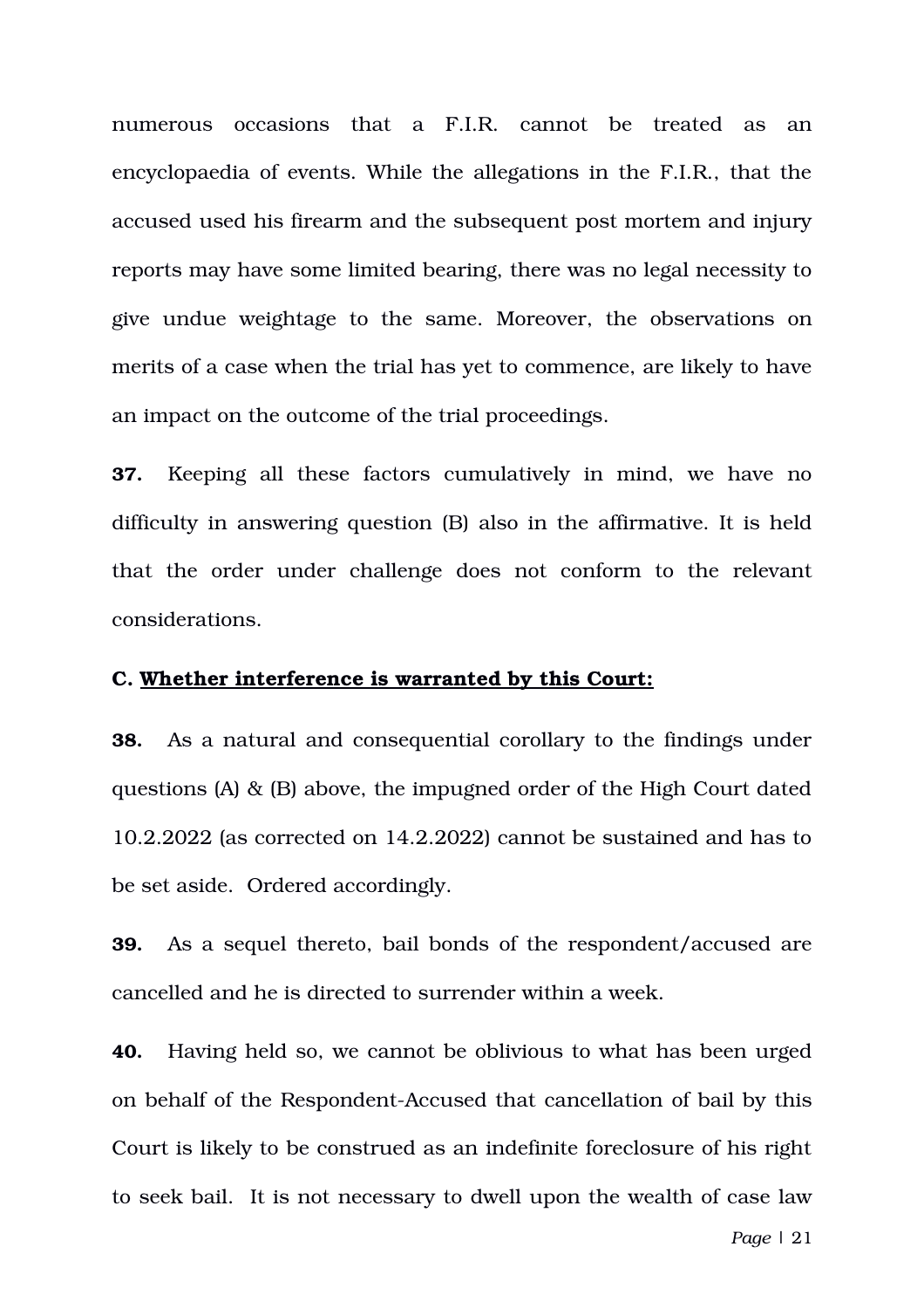numerous occasions that a F.I.R. cannot be treated as an encyclopaedia of events. While the allegations in the F.I.R., that the accused used his firearm and the subsequent post mortem and injury reports may have some limited bearing, there was no legal necessity to give undue weightage to the same. Moreover, the observations on merits of a case when the trial has yet to commence, are likely to have an impact on the outcome of the trial proceedings.

**37.** Keeping all these factors cumulatively in mind, we have no difficulty in answering question (B) also in the affirmative. It is held that the order under challenge does not conform to the relevant considerations.

**C. <u>Whether interference is warranted by this Court:</u>**

**38.** As a natural and consequential corollary to the findings under questions (A) & (B) above, the impugned order of the High Court dated 10.2.2022 (as corrected on 14.2.2022) cannot be sustained and has to be set aside. Ordered accordingly.

**39.** As a sequel thereto, bail bonds of the respondent/accused are cancelled and he is directed to surrender within a week.

**40.** Having held so, we cannot be oblivious to what has been urged on behalf of the Respondent-Accused that cancellation of bail by this Court is likely to be construed as an indefinite foreclosure of his right to seek bail. It is not necessary to dwell upon the wealth of case law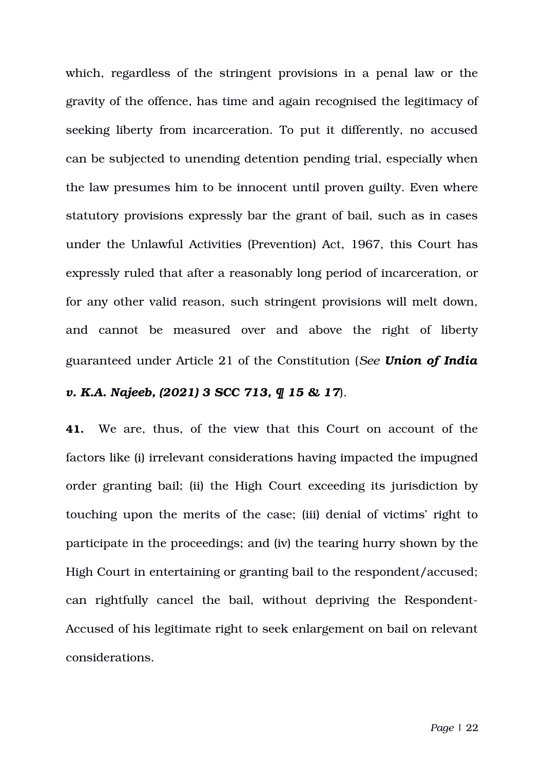which, regardless of the stringent provisions in a penal law or the gravity of the offence, has time and again recognised the legitimacy of seeking liberty from incarceration. To put it differently, no accused can be subjected to unending detention pending trial, especially when the law presumes him to be innocent until proven guilty. Even where statutory provisions expressly bar the grant of bail, such as in cases under the Unlawful Activities (Prevention) Act, 1967, this Court has expressly ruled that after a reasonably long period of incarceration, or for any other valid reason, such stringent provisions will melt down, and cannot be measured over and above the right of liberty guaranteed under Article 21 of the Constitution (*See* ***Union of India v. K.A. Najeeb, (2021) 3 SCC 713, ¶ 15 & 17***).

**41.** We are, thus, of the view that this Court on account of the factors like (i) irrelevant considerations having impacted the impugned order granting bail; (ii) the High Court exceeding its jurisdiction by touching upon the merits of the case; (iii) denial of victims' right to participate in the proceedings; and (iv) the tearing hurry shown by the High Court in entertaining or granting bail to the respondent/accused; can rightfully cancel the bail, without depriving the Respondent-Accused of his legitimate right to seek enlargement on bail on relevant considerations.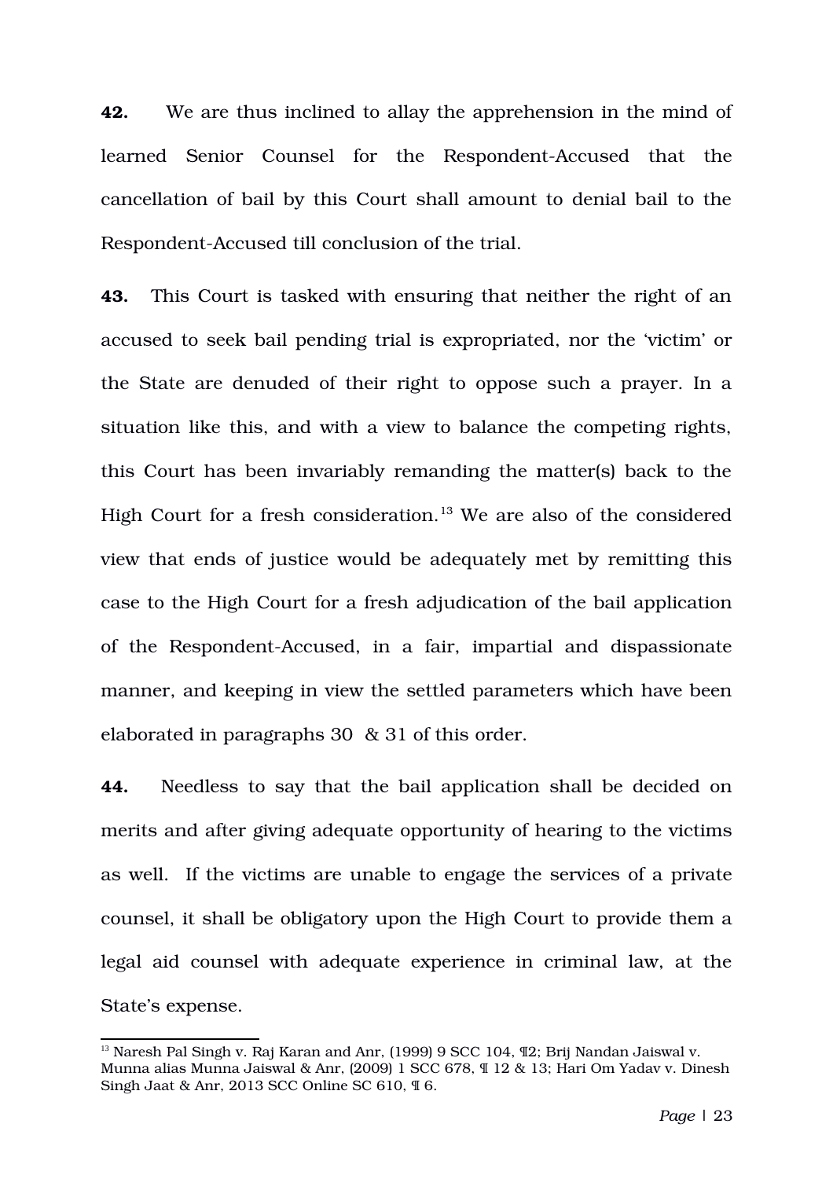**42.** We are thus inclined to allay the apprehension in the mind of learned Senior Counsel for the Respondent-Accused that the cancellation of bail by this Court shall amount to denial bail to the Respondent-Accused till conclusion of the trial.

**43.** This Court is tasked with ensuring that neither the right of an accused to seek bail pending trial is expropriated, nor the 'victim' or the State are denuded of their right to oppose such a prayer. In a situation like this, and with a view to balance the competing rights, this Court has been invariably remanding the matter(s) back to the High Court for a fresh consideration.[13] We are also of the considered view that ends of justice would be adequately met by remitting this case to the High Court for a fresh adjudication of the bail application of the Respondent-Accused, in a fair, impartial and dispassionate manner, and keeping in view the settled parameters which have been elaborated in paragraphs 30 & 31 of this order.

**44.** Needless to say that the bail application shall be decided on merits and after giving adequate opportunity of hearing to the victims as well. If the victims are unable to engage the services of a private counsel, it shall be obligatory upon the High Court to provide them a legal aid counsel with adequate experience in criminal law, at the State's expense.

---

[13] Naresh Pal Singh v. Raj Karan and Anr, (1999) 9 SCC 104, ¶2; Brij Nandan Jaiswal v. Munna alias Munna Jaiswal & Anr, (2009) 1 SCC 678, ¶ 12 & 13; Hari Om Yadav v. Dinesh Singh Jaat & Anr, 2013 SCC Online SC 610, ¶ 6.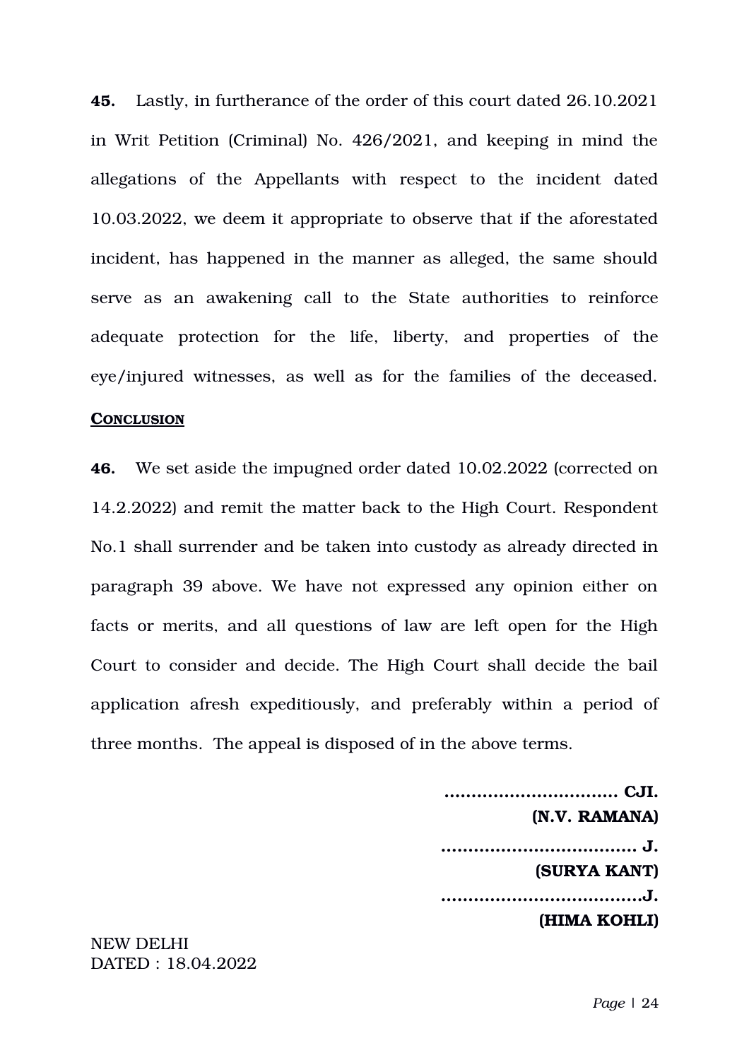**45.** Lastly, in furtherance of the order of this court dated 26.10.2021 in Writ Petition (Criminal) No. 426/2021, and keeping in mind the allegations of the Appellants with respect to the incident dated 10.03.2022, we deem it appropriate to observe that if the aforestated incident, has happened in the manner as alleged, the same should serve as an awakening call to the State authorities to reinforce adequate protection for the life, liberty, and properties of the eye/injured witnesses, as well as for the families of the deceased.

**CONCLUSION**

**46.** We set aside the impugned order dated 10.02.2022 (corrected on 14.2.2022) and remit the matter back to the High Court. Respondent No.1 shall surrender and be taken into custody as already directed in paragraph 39 above. We have not expressed any opinion either on facts or merits, and all questions of law are left open for the High Court to consider and decide. The High Court shall decide the bail application afresh expeditiously, and preferably within a period of three months. The appeal is disposed of in the above terms.

**.............................. CJI.**
**(N.V. RAMANA)**

**.................................. J.**
**(SURYA KANT)**

**..................................J.**
**(HIMA KOHLI)**

NEW DELHI
DATED : 18.04.2022